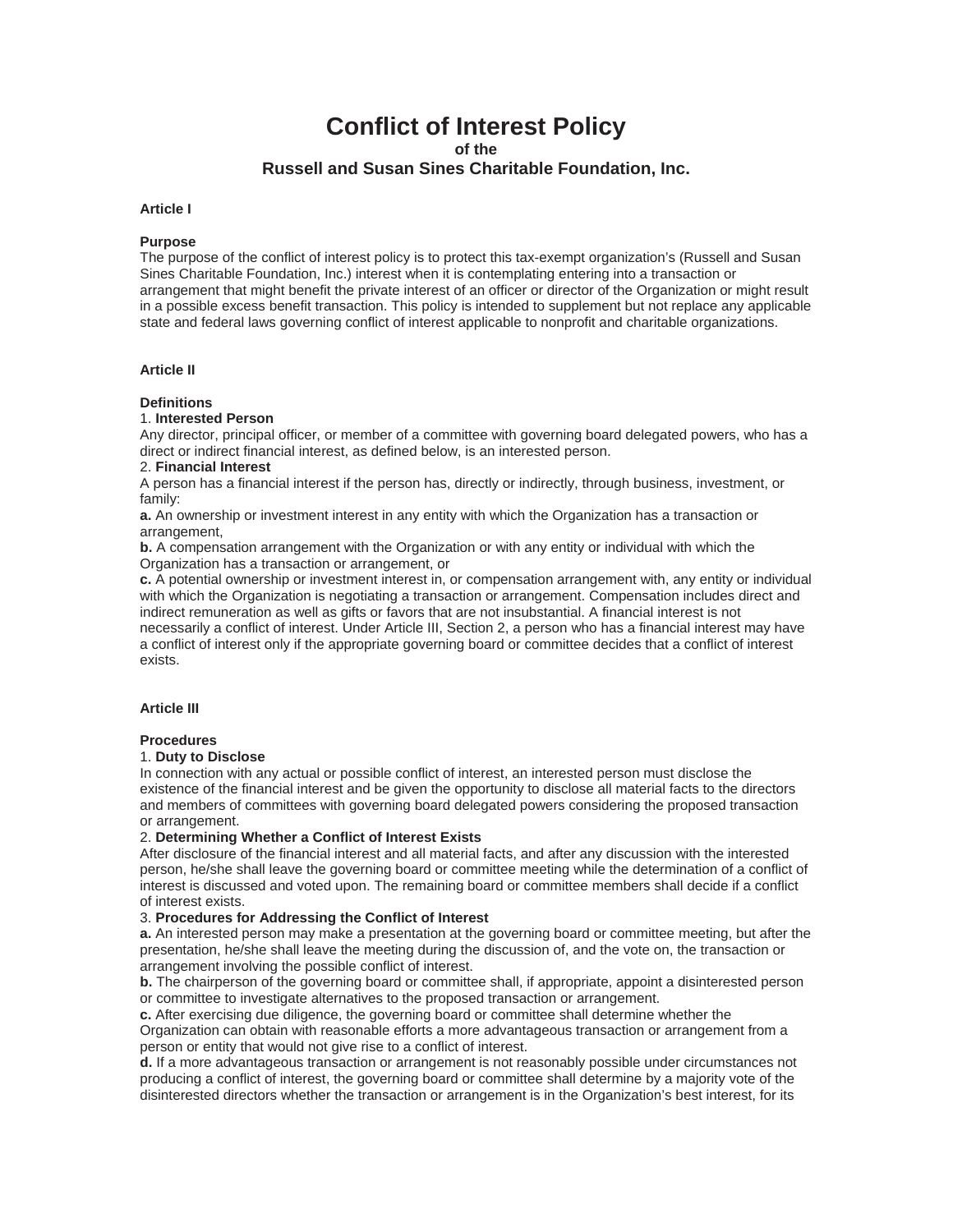# Conflict of Interest Policy

**of the**

## Russell and Susan Sines Charitable Foundation, Inc.

**Article I**

**Purpose**

The purpose of the conflict of interest policy is to protect this tax-exempt organization's (Russell and Susan Sines Charitable Foundation, Inc.) interest when it is contemplating entering into a transaction or arrangement that might benefit the private interest of an officer or director of the Organization or might result in a possible excess benefit transaction. This policy is intended to supplement but not replace any applicable state and federal laws governing conflict of interest applicable to nonprofit and charitable organizations.

**Article II**

**Definitions**

1. **Interested Person**

Any director, principal officer, or member of a committee with governing board delegated powers, who has a direct or indirect financial interest, as defined below, is an interested person.

2. **Financial Interest**

A person has a financial interest if the person has, directly or indirectly, through business, investment, or family:

**a.** An ownership or investment interest in any entity with which the Organization has a transaction or arrangement,

**b.** A compensation arrangement with the Organization or with any entity or individual with which the Organization has a transaction or arrangement, or

**c.** A potential ownership or investment interest in, or compensation arrangement with, any entity or individual with which the Organization is negotiating a transaction or arrangement. Compensation includes direct and indirect remuneration as well as gifts or favors that are not insubstantial. A financial interest is not necessarily a conflict of interest. Under Article III, Section 2, a person who has a financial interest may have a conflict of interest only if the appropriate governing board or committee decides that a conflict of interest exists.

**Article III**

**Procedures**

1. **Duty to Disclose**

In connection with any actual or possible conflict of interest, an interested person must disclose the existence of the financial interest and be given the opportunity to disclose all material facts to the directors and members of committees with governing board delegated powers considering the proposed transaction or arrangement.

2. **Determining Whether a Conflict of Interest Exists**

After disclosure of the financial interest and all material facts, and after any discussion with the interested person, he/she shall leave the governing board or committee meeting while the determination of a conflict of interest is discussed and voted upon. The remaining board or committee members shall decide if a conflict of interest exists.

3. **Procedures for Addressing the Conflict of Interest**

**a.** An interested person may make a presentation at the governing board or committee meeting, but after the presentation, he/she shall leave the meeting during the discussion of, and the vote on, the transaction or arrangement involving the possible conflict of interest.

**b.** The chairperson of the governing board or committee shall, if appropriate, appoint a disinterested person or committee to investigate alternatives to the proposed transaction or arrangement.

**c.** After exercising due diligence, the governing board or committee shall determine whether the Organization can obtain with reasonable efforts a more advantageous transaction or arrangement from a person or entity that would not give rise to a conflict of interest.

**d.** If a more advantageous transaction or arrangement is not reasonably possible under circumstances not producing a conflict of interest, the governing board or committee shall determine by a majority vote of the disinterested directors whether the transaction or arrangement is in the Organization's best interest, for its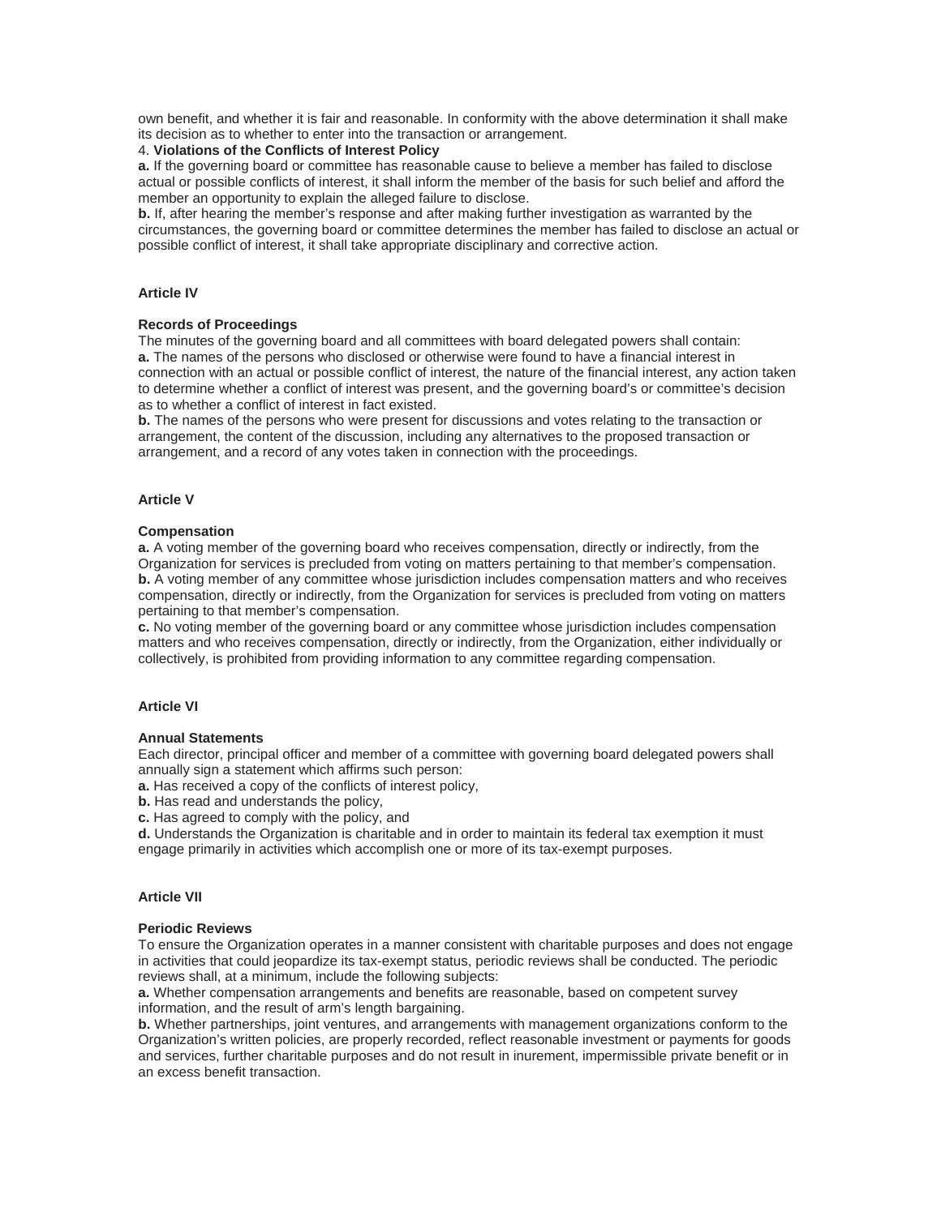own benefit, and whether it is fair and reasonable. In conformity with the above determination it shall make its decision as to whether to enter into the transaction or arrangement.

4. **Violations of the Conflicts of Interest Policy**

**a.** If the governing board or committee has reasonable cause to believe a member has failed to disclose actual or possible conflicts of interest, it shall inform the member of the basis for such belief and afford the member an opportunity to explain the alleged failure to disclose.

**b.** If, after hearing the member's response and after making further investigation as warranted by the circumstances, the governing board or committee determines the member has failed to disclose an actual or possible conflict of interest, it shall take appropriate disciplinary and corrective action.

## Article IV

### Records of Proceedings

The minutes of the governing board and all committees with board delegated powers shall contain:

**a.** The names of the persons who disclosed or otherwise were found to have a financial interest in connection with an actual or possible conflict of interest, the nature of the financial interest, any action taken to determine whether a conflict of interest was present, and the governing board's or committee's decision as to whether a conflict of interest in fact existed.

**b.** The names of the persons who were present for discussions and votes relating to the transaction or arrangement, the content of the discussion, including any alternatives to the proposed transaction or arrangement, and a record of any votes taken in connection with the proceedings.

## Article V

### Compensation

**a.** A voting member of the governing board who receives compensation, directly or indirectly, from the Organization for services is precluded from voting on matters pertaining to that member's compensation.

**b.** A voting member of any committee whose jurisdiction includes compensation matters and who receives compensation, directly or indirectly, from the Organization for services is precluded from voting on matters pertaining to that member's compensation.

**c.** No voting member of the governing board or any committee whose jurisdiction includes compensation matters and who receives compensation, directly or indirectly, from the Organization, either individually or collectively, is prohibited from providing information to any committee regarding compensation.

## Article VI

### Annual Statements

Each director, principal officer and member of a committee with governing board delegated powers shall annually sign a statement which affirms such person:

**a.** Has received a copy of the conflicts of interest policy,

**b.** Has read and understands the policy,

**c.** Has agreed to comply with the policy, and

**d.** Understands the Organization is charitable and in order to maintain its federal tax exemption it must engage primarily in activities which accomplish one or more of its tax-exempt purposes.

## Article VII

### Periodic Reviews

To ensure the Organization operates in a manner consistent with charitable purposes and does not engage in activities that could jeopardize its tax-exempt status, periodic reviews shall be conducted. The periodic reviews shall, at a minimum, include the following subjects:

**a.** Whether compensation arrangements and benefits are reasonable, based on competent survey information, and the result of arm's length bargaining.

**b.** Whether partnerships, joint ventures, and arrangements with management organizations conform to the Organization's written policies, are properly recorded, reflect reasonable investment or payments for goods and services, further charitable purposes and do not result in inurement, impermissible private benefit or in an excess benefit transaction.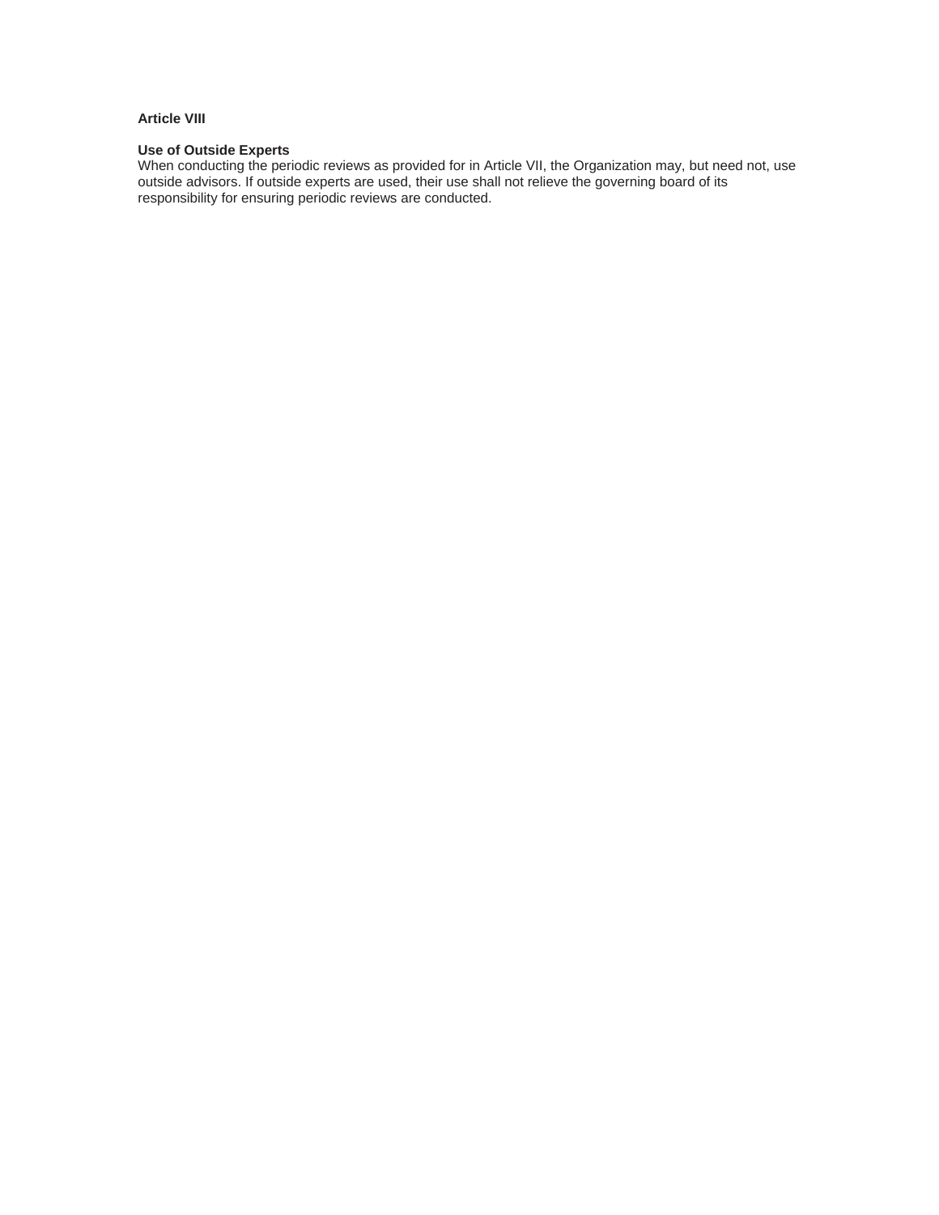**Article VIII**

**Use of Outside Experts**
When conducting the periodic reviews as provided for in Article VII, the Organization may, but need not, use outside advisors. If outside experts are used, their use shall not relieve the governing board of its responsibility for ensuring periodic reviews are conducted.